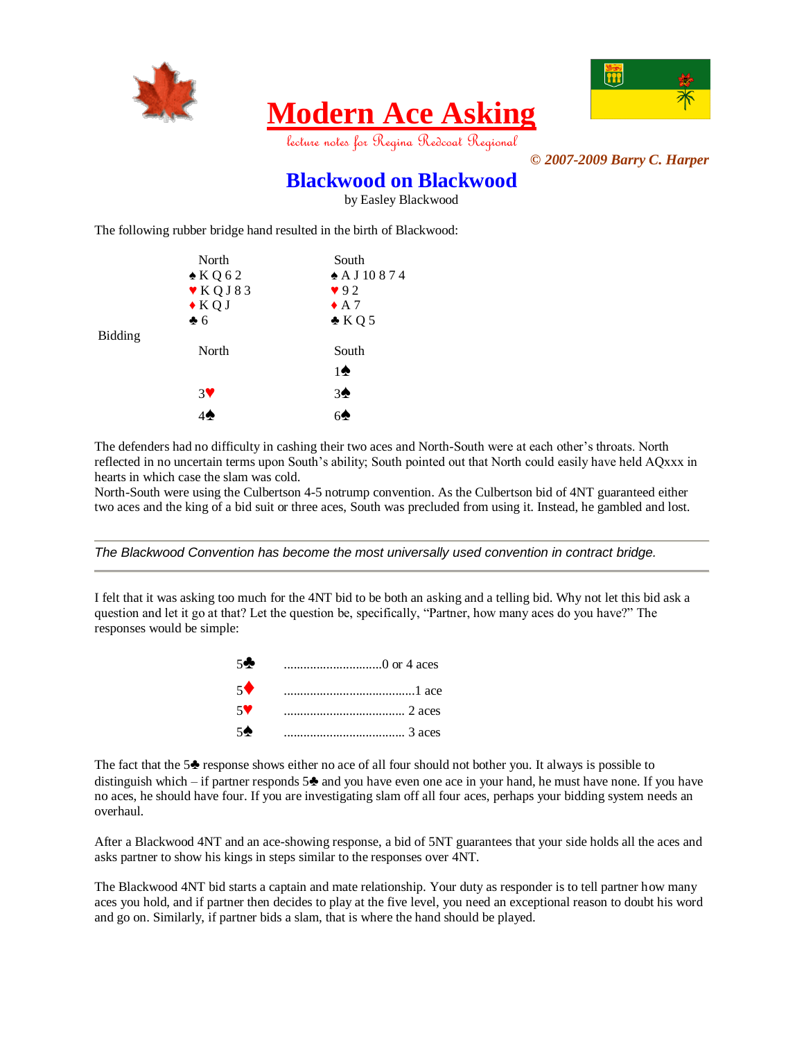# Modern Ace Asking

*lecture notes for Regina Redcoat Regional*

*© 2007-2009 Barry C. Harper*

## Blackwood on Blackwood

by Easley Blackwood

The following rubber bridge hand resulted in the birth of Blackwood:

| North | South |
|---|---|
| ♠ K Q 6 2 | ♠ A J 10 8 7 4 |
| ♥ K Q J 8 3 | ♥ 9 2 |
| ♦ K Q J | ♦ A 7 |
| ♣ 6 | ♣ K Q 5 |

Bidding

| North | South |
|---|---|
| | 1♠ |
| 3♥ | 3♠ |
| 4♠ | 6♠ |

The defenders had no difficulty in cashing their two aces and North-South were at each other's throats. North reflected in no uncertain terms upon South's ability; South pointed out that North could easily have held AQxxx in hearts in which case the slam was cold.
North-South were using the Culbertson 4-5 notrump convention. As the Culbertson bid of 4NT guaranteed either two aces and the king of a bid suit or three aces, South was precluded from using it. Instead, he gambled and lost.

---

*The Blackwood Convention has become the most universally used convention in contract bridge.*

---

I felt that it was asking too much for the 4NT bid to be both an asking and a telling bid. Why not let this bid ask a question and let it go at that? Let the question be, specifically, "Partner, how many aces do you have?" The responses would be simple:

| | |
|---|---|
| 5♣ | ..............................0 or 4 aces |
| 5♦ | ........................................1 ace |
| 5♥ | ..................................... 2 aces |
| 5♠ | ..................................... 3 aces |

The fact that the 5♣ response shows either no ace of all four should not bother you. It always is possible to distinguish which – if partner responds 5♣ and you have even one ace in your hand, he must have none. If you have no aces, he should have four. If you are investigating slam off all four aces, perhaps your bidding system needs an overhaul.

After a Blackwood 4NT and an ace-showing response, a bid of 5NT guarantees that your side holds all the aces and asks partner to show his kings in steps similar to the responses over 4NT.

The Blackwood 4NT bid starts a captain and mate relationship. Your duty as responder is to tell partner how many aces you hold, and if partner then decides to play at the five level, you need an exceptional reason to doubt his word and go on. Similarly, if partner bids a slam, that is where the hand should be played.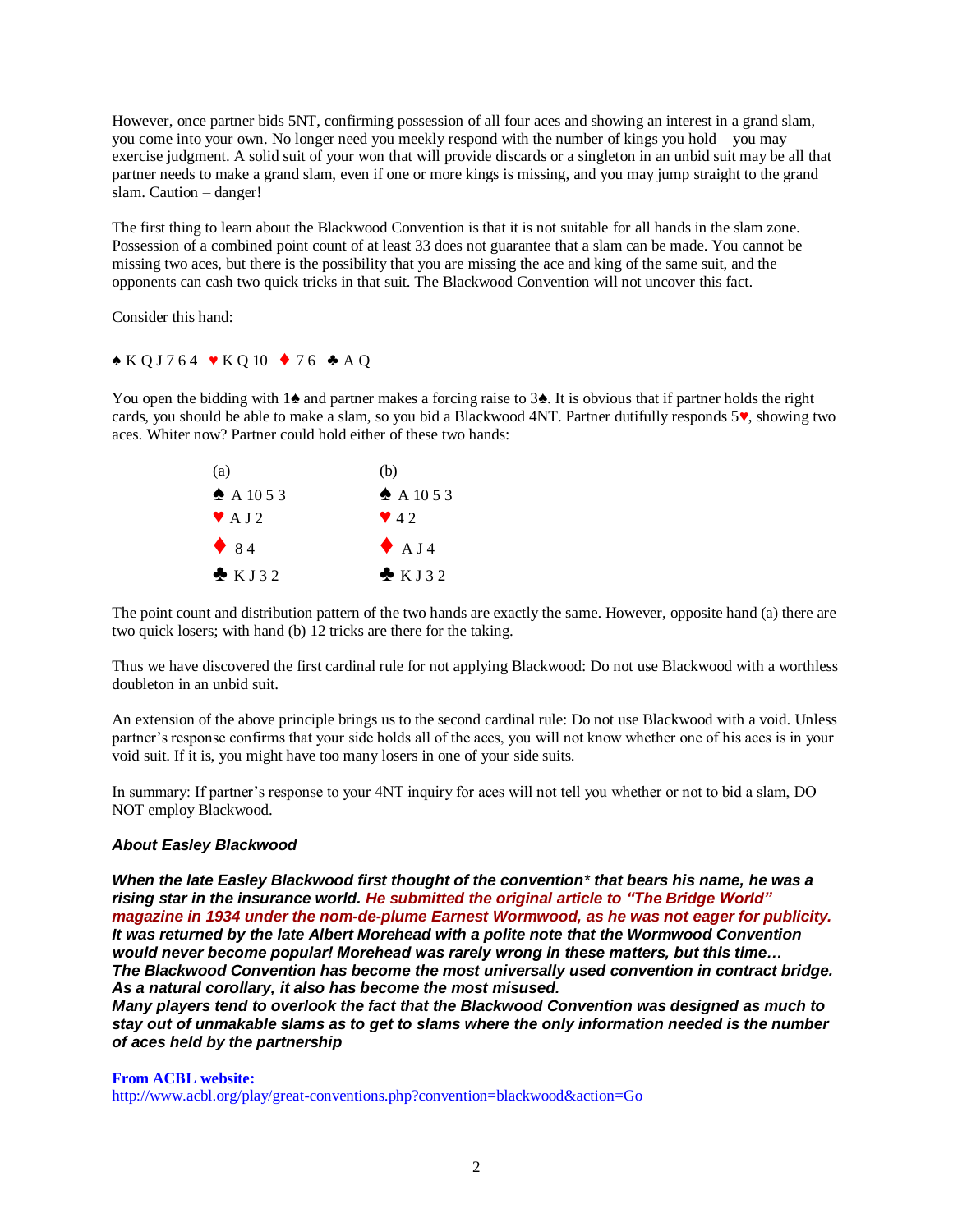However, once partner bids 5NT, confirming possession of all four aces and showing an interest in a grand slam, you come into your own. No longer need you meekly respond with the number of kings you hold – you may exercise judgment. A solid suit of your won that will provide discards or a singleton in an unbid suit may be all that partner needs to make a grand slam, even if one or more kings is missing, and you may jump straight to the grand slam. Caution – danger!

The first thing to learn about the Blackwood Convention is that it is not suitable for all hands in the slam zone. Possession of a combined point count of at least 33 does not guarantee that a slam can be made. You cannot be missing two aces, but there is the possibility that you are missing the ace and king of the same suit, and the opponents can cash two quick tricks in that suit. The Blackwood Convention will not uncover this fact.

Consider this hand:

♠ K Q J 7 6 4 ♥ K Q 10 ♦ 7 6 ♣ A Q

You open the bidding with 1♠ and partner makes a forcing raise to 3♠. It is obvious that if partner holds the right cards, you should be able to make a slam, so you bid a Blackwood 4NT. Partner dutifully responds 5♥, showing two aces. Whiter now? Partner could hold either of these two hands:

| (a) | (b) |
|---|---|
| ♠ A 10 5 3 | ♠ A 10 5 3 |
| ♥ A J 2 | ♥ 4 2 |
| ♦ 8 4 | ♦ A J 4 |
| ♣ K J 3 2 | ♣ K J 3 2 |

The point count and distribution pattern of the two hands are exactly the same. However, opposite hand (a) there are two quick losers; with hand (b) 12 tricks are there for the taking.

Thus we have discovered the first cardinal rule for not applying Blackwood: Do not use Blackwood with a worthless doubleton in an unbid suit.

An extension of the above principle brings us to the second cardinal rule: Do not use Blackwood with a void. Unless partner's response confirms that your side holds all of the aces, you will not know whether one of his aces is in your void suit. If it is, you might have too many losers in one of your side suits.

In summary: If partner's response to your 4NT inquiry for aces will not tell you whether or not to bid a slam, DO NOT employ Blackwood.

### *About Easley Blackwood*

***When the late Easley Blackwood first thought of the convention* that bears his name, he was a rising star in the insurance world. He submitted the original article to "The Bridge World" magazine in 1934 under the nom-de-plume Earnest Wormwood, as he was not eager for publicity. It was returned by the late Albert Morehead with a polite note that the Wormwood Convention would never become popular! Morehead was rarely wrong in these matters, but this time… The Blackwood Convention has become the most universally used convention in contract bridge. As a natural corollary, it also has become the most misused.***

***Many players tend to overlook the fact that the Blackwood Convention was designed as much to stay out of unmakable slams as to get to slams where the only information needed is the number of aces held by the partnership***

**From ACBL website:**
http://www.acbl.org/play/great-conventions.php?convention=blackwood&action=Go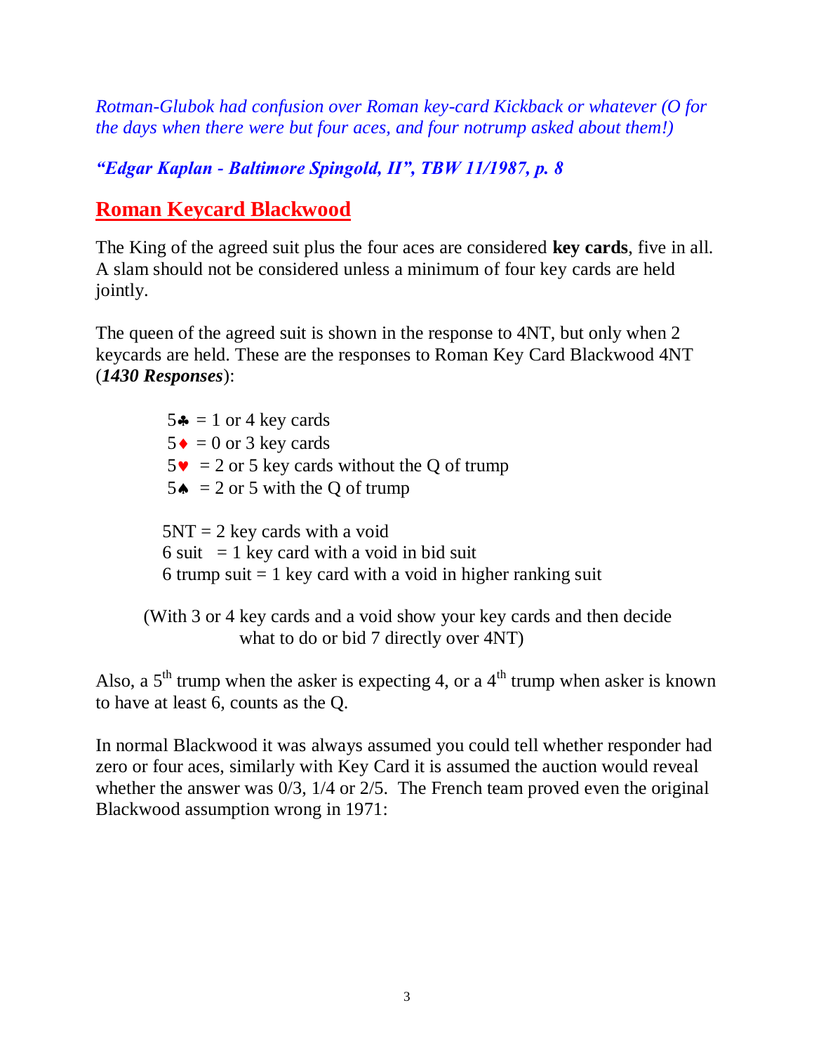*Rotman-Glubok had confusion over Roman key-card Kickback or whatever (O for the days when there were but four aces, and four notrump asked about them!)*

***"Edgar Kaplan - Baltimore Spingold, II", TBW 11/1987, p. 8***

## Roman Keycard Blackwood

The King of the agreed suit plus the four aces are considered **key cards**, five in all. A slam should not be considered unless a minimum of four key cards are held jointly.

The queen of the agreed suit is shown in the response to 4NT, but only when 2 keycards are held. These are the responses to Roman Key Card Blackwood 4NT (***1430 Responses***):

> 5♣ = 1 or 4 key cards
> 5♦ = 0 or 3 key cards
> 5♥ = 2 or 5 key cards without the Q of trump
> 5♠ = 2 or 5 with the Q of trump
>
> 5NT = 2 key cards with a void
> 6 suit = 1 key card with a void in bid suit
> 6 trump suit = 1 key card with a void in higher ranking suit
>
> (With 3 or 4 key cards and a void show your key cards and then decide what to do or bid 7 directly over 4NT)

Also, a 5th trump when the asker is expecting 4, or a 4th trump when asker is known to have at least 6, counts as the Q.

In normal Blackwood it was always assumed you could tell whether responder had zero or four aces, similarly with Key Card it is assumed the auction would reveal whether the answer was 0/3, 1/4 or 2/5. The French team proved even the original Blackwood assumption wrong in 1971: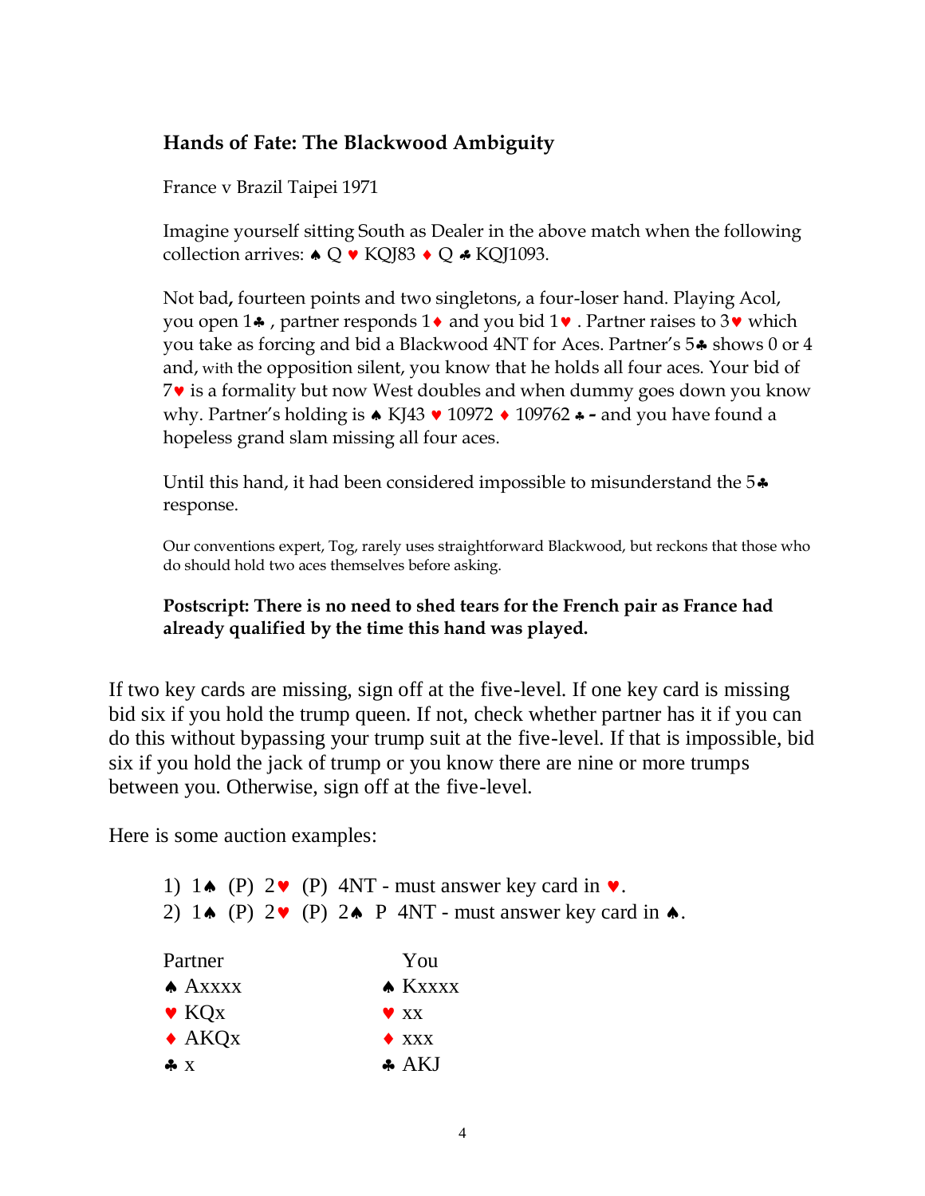### Hands of Fate: The Blackwood Ambiguity

France v Brazil Taipei 1971

Imagine yourself sitting South as Dealer in the above match when the following collection arrives: ♠ Q ♥ KQJ83 ♦ Q ♣ KQJ1093.

Not bad, fourteen points and two singletons, a four-loser hand. Playing Acol, you open 1♣ , partner responds 1♦ and you bid 1♥ . Partner raises to 3♥ which you take as forcing and bid a Blackwood 4NT for Aces. Partner's 5♣ shows 0 or 4 and, with the opposition silent, you know that he holds all four aces. Your bid of 7♥ is a formality but now West doubles and when dummy goes down you know why. Partner's holding is ♠ KJ43 ♥ 10972 ♦ 109762 ♣ - and you have found a hopeless grand slam missing all four aces.

Until this hand, it had been considered impossible to misunderstand the 5♣ response.

Our conventions expert, Tog, rarely uses straightforward Blackwood, but reckons that those who do should hold two aces themselves before asking.

**Postscript: There is no need to shed tears for the French pair as France had already qualified by the time this hand was played.**

If two key cards are missing, sign off at the five-level. If one key card is missing bid six if you hold the trump queen. If not, check whether partner has it if you can do this without bypassing your trump suit at the five-level. If that is impossible, bid six if you hold the jack of trump or you know there are nine or more trumps between you. Otherwise, sign off at the five-level.

Here is some auction examples:

1) 1♠ (P) 2♥ (P) 4NT - must answer key card in ♥.
2) 1♠ (P) 2♥ (P) 2♠ P 4NT - must answer key card in ♠.

| Partner | You |
|---|---|
| ♠ Axxxx | ♠ Kxxxx |
| ♥ KQx | ♥ xx |
| ♦ AKQx | ♦ xxx |
| ♣ x | ♣ AKJ |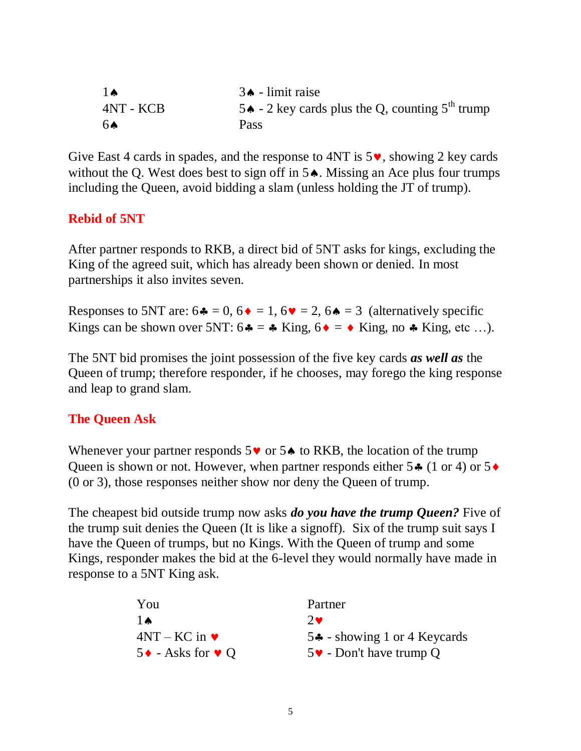| | |
|---|---|
| 1♠ | 3♠ - limit raise |
| 4NT - KCB | 5♠ - 2 key cards plus the Q, counting 5th trump |
| 6♠ | Pass |

Give East 4 cards in spades, and the response to 4NT is 5♥, showing 2 key cards without the Q. West does best to sign off in 5♠. Missing an Ace plus four trumps including the Queen, avoid bidding a slam (unless holding the JT of trump).

## Rebid of 5NT

After partner responds to RKB, a direct bid of 5NT asks for kings, excluding the King of the agreed suit, which has already been shown or denied. In most partnerships it also invites seven.

Responses to 5NT are: 6♣ = 0, 6♦ = 1, 6♥ = 2, 6♠ = 3 (alternatively specific Kings can be shown over 5NT: 6♣ = ♣ King, 6♦ = ♦ King, no ♣ King, etc …).

The 5NT bid promises the joint possession of the five key cards ***as well as*** the Queen of trump; therefore responder, if he chooses, may forego the king response and leap to grand slam.

## The Queen Ask

Whenever your partner responds 5♥ or 5♠ to RKB, the location of the trump Queen is shown or not. However, when partner responds either 5♣ (1 or 4) or 5♦ (0 or 3), those responses neither show nor deny the Queen of trump.

The cheapest bid outside trump now asks ***do you have the trump Queen?*** Five of the trump suit denies the Queen (It is like a signoff). Six of the trump suit says I have the Queen of trumps, but no Kings. With the Queen of trump and some Kings, responder makes the bid at the 6-level they would normally have made in response to a 5NT King ask.

| You | Partner |
|---|---|
| 1♠ | 2♥ |
| 4NT – KC in ♥ | 5♣ - showing 1 or 4 Keycards |
| 5♦ - Asks for ♥ Q | 5♥ - Don't have trump Q |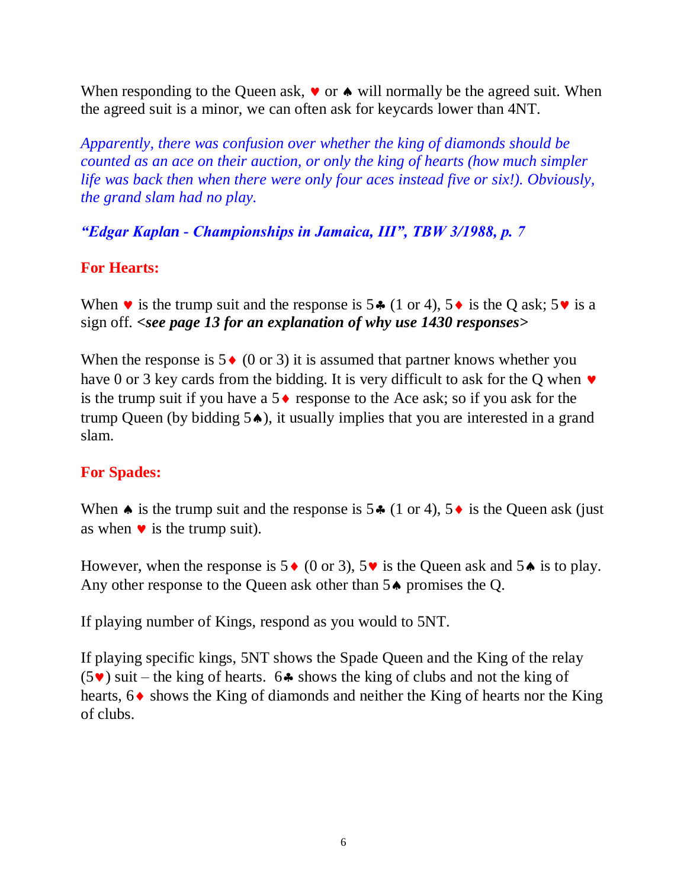When responding to the Queen ask, ♥ or ♠ will normally be the agreed suit. When the agreed suit is a minor, we can often ask for keycards lower than 4NT.

*Apparently, there was confusion over whether the king of diamonds should be counted as an ace on their auction, or only the king of hearts (how much simpler life was back then when there were only four aces instead five or six!). Obviously, the grand slam had no play.*

***"Edgar Kaplan - Championships in Jamaica, III", TBW 3/1988, p. 7***

**For Hearts:**

When ♥ is the trump suit and the response is 5♣ (1 or 4), 5♦ is the Q ask; 5♥ is a sign off. ***<see page 13 for an explanation of why use 1430 responses>***

When the response is 5♦ (0 or 3) it is assumed that partner knows whether you have 0 or 3 key cards from the bidding. It is very difficult to ask for the Q when ♥ is the trump suit if you have a 5♦ response to the Ace ask; so if you ask for the trump Queen (by bidding 5♠), it usually implies that you are interested in a grand slam.

**For Spades:**

When ♠ is the trump suit and the response is 5♣ (1 or 4), 5♦ is the Queen ask (just as when ♥ is the trump suit).

However, when the response is 5♦ (0 or 3), 5♥ is the Queen ask and 5♠ is to play. Any other response to the Queen ask other than 5♠ promises the Q.

If playing number of Kings, respond as you would to 5NT.

If playing specific kings, 5NT shows the Spade Queen and the King of the relay (5♥) suit – the king of hearts. 6♣ shows the king of clubs and not the king of hearts, 6♦ shows the King of diamonds and neither the King of hearts nor the King of clubs.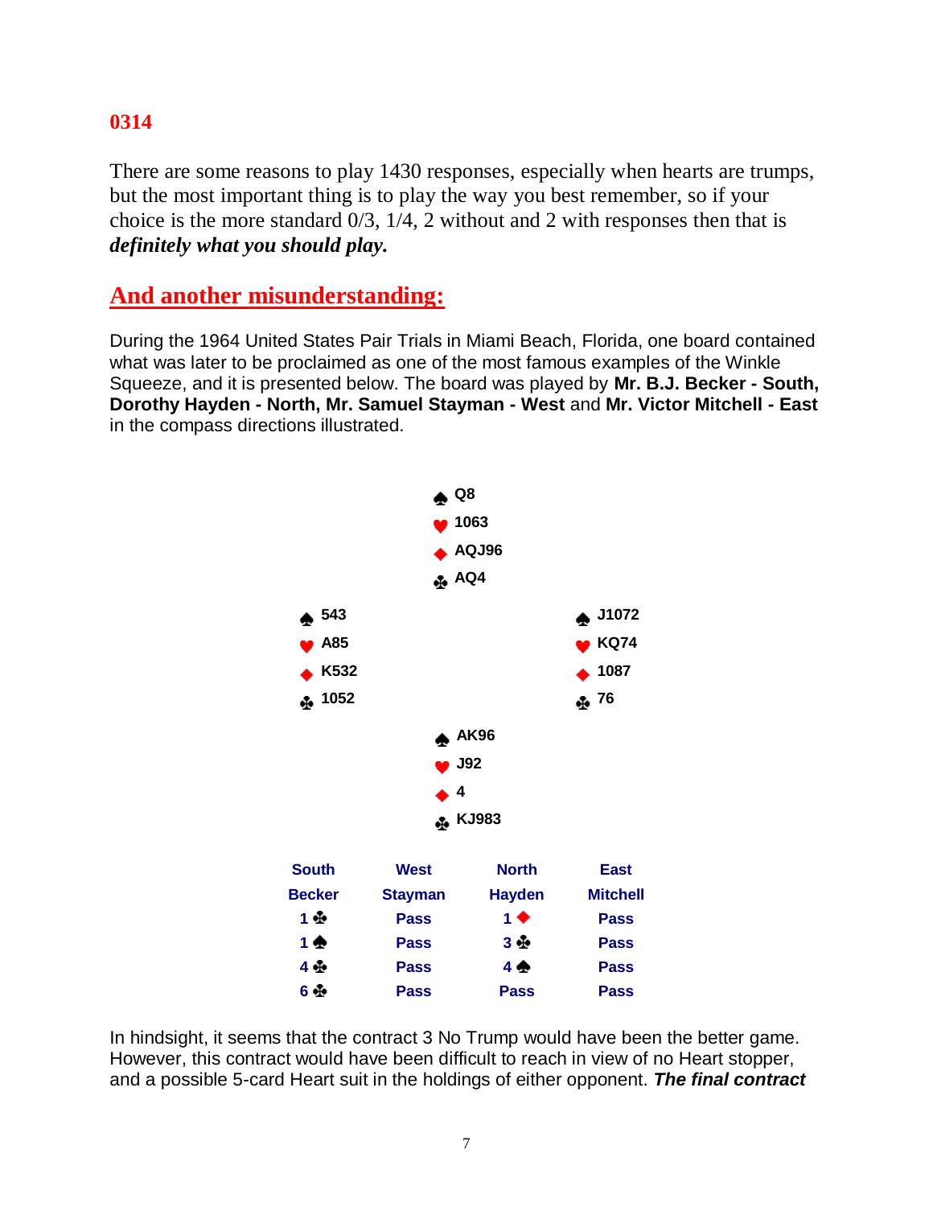**0314**

There are some reasons to play 1430 responses, especially when hearts are trumps, but the most important thing is to play the way you best remember, so if your choice is the more standard 0/3, 1/4, 2 without and 2 with responses then that is ***definitely what you should play.***

## And another misunderstanding:

During the 1964 United States Pair Trials in Miami Beach, Florida, one board contained what was later to be proclaimed as one of the most famous examples of the Winkle Squeeze, and it is presented below. The board was played by **Mr. B.J. Becker - South, Dorothy Hayden - North, Mr. Samuel Stayman - West** and **Mr. Victor Mitchell - East** in the compass directions illustrated.

| | North | |
|---|---|---|
| | ♠ Q8<br>♥ 1063<br>♦ AQJ96<br>♣ AQ4 | |
| **West**<br>♠ 543<br>♥ A85<br>♦ K532<br>♣ 1052 | | **East**<br>♠ J1072<br>♥ KQ74<br>♦ 1087<br>♣ 76 |
| | **South**<br>♠ AK96<br>♥ J92<br>♦ 4<br>♣ KJ983 | |

| South | West | North | East |
|---|---|---|---|
| Becker | Stayman | Hayden | Mitchell |
| 1♣ | Pass | 1♦ | Pass |
| 1♠ | Pass | 3♣ | Pass |
| 4♣ | Pass | 4♠ | Pass |
| 6♣ | Pass | Pass | Pass |

In hindsight, it seems that the contract 3 No Trump would have been the better game. However, this contract would have been difficult to reach in view of no Heart stopper, and a possible 5-card Heart suit in the holdings of either opponent. ***The final contract***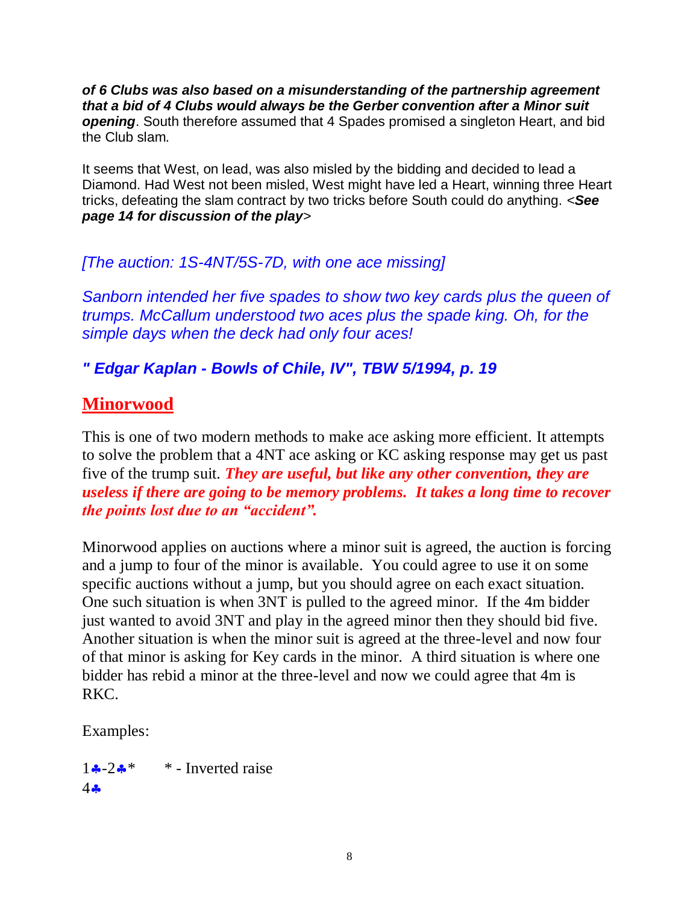***of 6 Clubs was also based on a misunderstanding of the partnership agreement that a bid of 4 Clubs would always be the Gerber convention after a Minor suit opening***. South therefore assumed that 4 Spades promised a singleton Heart, and bid the Club slam.

It seems that West, on lead, was also misled by the bidding and decided to lead a Diamond. Had West not been misled, West might have led a Heart, winning three Heart tricks, defeating the slam contract by two tricks before South could do anything. <***See page 14 for discussion of the play***>

*[The auction: 1S-4NT/5S-7D, with one ace missing]*

*Sanborn intended her five spades to show two key cards plus the queen of trumps. McCallum understood two aces plus the spade king. Oh, for the simple days when the deck had only four aces!*

***" Edgar Kaplan - Bowls of Chile, IV", TBW 5/1994, p. 19***

## Minorwood

This is one of two modern methods to make ace asking more efficient. It attempts to solve the problem that a 4NT ace asking or KC asking response may get us past five of the trump suit. ***They are useful, but like any other convention, they are useless if there are going to be memory problems. It takes a long time to recover the points lost due to an "accident".***

Minorwood applies on auctions where a minor suit is agreed, the auction is forcing and a jump to four of the minor is available. You could agree to use it on some specific auctions without a jump, but you should agree on each exact situation. One such situation is when 3NT is pulled to the agreed minor. If the 4m bidder just wanted to avoid 3NT and play in the agreed minor then they should bid five. Another situation is when the minor suit is agreed at the three-level and now four of that minor is asking for Key cards in the minor. A third situation is where one bidder has rebid a minor at the three-level and now we could agree that 4m is RKC.

Examples:

1♣-2♣*  * - Inverted raise
4♣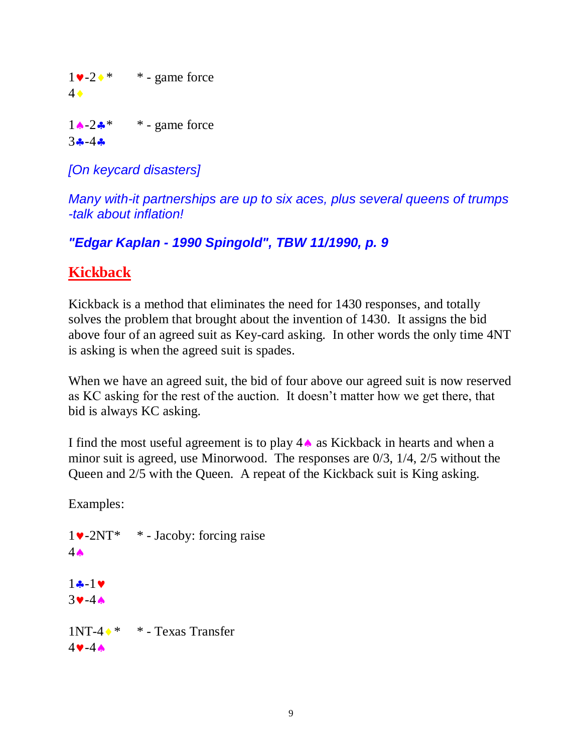1♥-2♦* &nbsp;&nbsp;&nbsp;&nbsp; * - game force
4♦

1♠-2♣* &nbsp;&nbsp;&nbsp;&nbsp; * - game force
3♣-4♣

*[On keycard disasters]*

*Many with-it partnerships are up to six aces, plus several queens of trumps -talk about inflation!*

***"Edgar Kaplan - 1990 Spingold", TBW 11/1990, p. 9***

## Kickback

Kickback is a method that eliminates the need for 1430 responses, and totally solves the problem that brought about the invention of 1430. It assigns the bid above four of an agreed suit as Key-card asking. In other words the only time 4NT is asking is when the agreed suit is spades.

When we have an agreed suit, the bid of four above our agreed suit is now reserved as KC asking for the rest of the auction. It doesn't matter how we get there, that bid is always KC asking.

I find the most useful agreement is to play 4♠ as Kickback in hearts and when a minor suit is agreed, use Minorwood. The responses are 0/3, 1/4, 2/5 without the Queen and 2/5 with the Queen. A repeat of the Kickback suit is King asking.

Examples:

1♥-2NT* &nbsp;&nbsp;&nbsp;&nbsp; * - Jacoby: forcing raise
4♠

1♣-1♥
3♥-4♠

1NT-4♦* &nbsp;&nbsp;&nbsp;&nbsp; * - Texas Transfer
4♥-4♠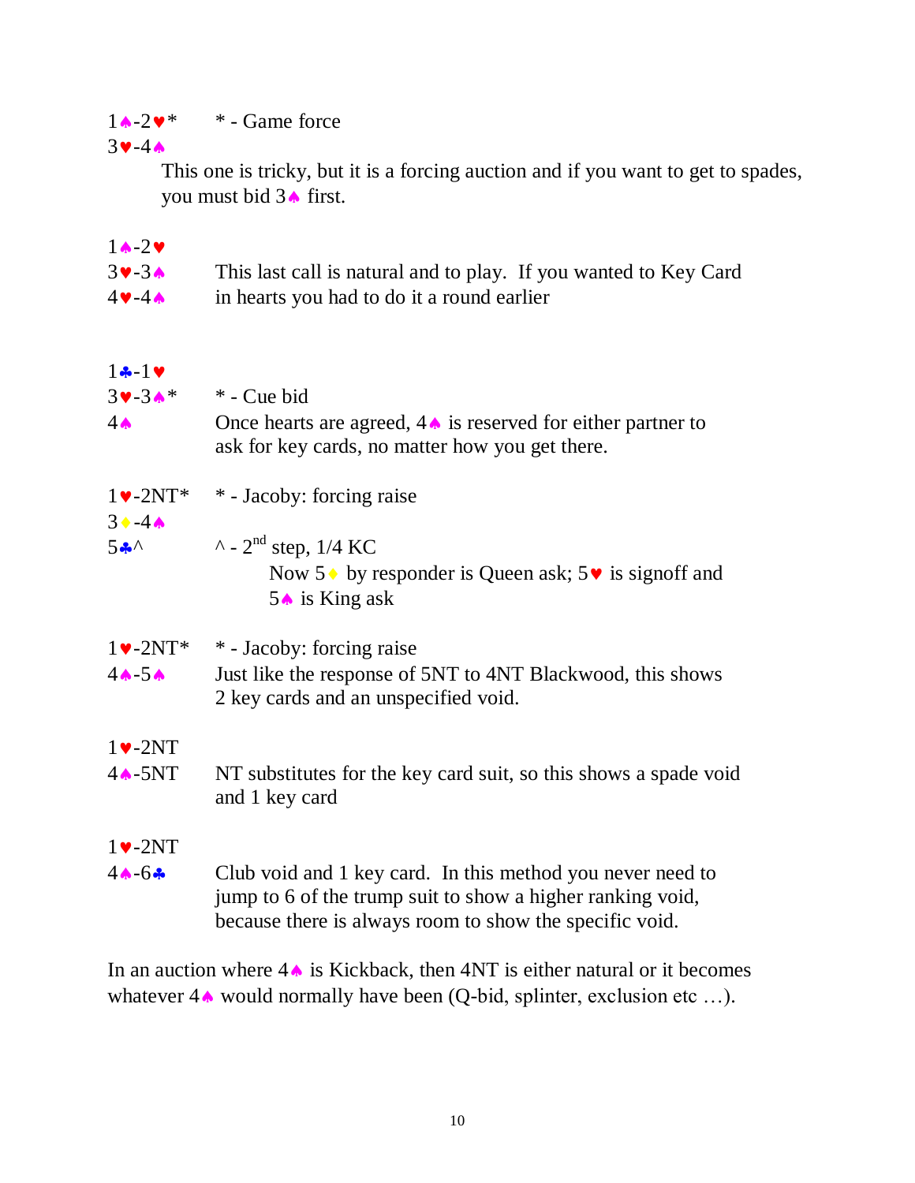1♠-2♥* * - Game force
3♥-4♠

This one is tricky, but it is a forcing auction and if you want to get to spades, you must bid 3♠ first.

1♠-2♥
3♥-3♠ This last call is natural and to play. If you wanted to Key Card
4♥-4♠ in hearts you had to do it a round earlier

1♣-1♥
3♥-3♠* * - Cue bid
4♠ Once hearts are agreed, 4♠ is reserved for either partner to ask for key cards, no matter how you get there.

1♥-2NT* * - Jacoby: forcing raise
3♦-4♠
5♣^ ^ - 2nd step, 1/4 KC

Now 5♦ by responder is Queen ask; 5♥ is signoff and 5♠ is King ask

1♥-2NT* * - Jacoby: forcing raise
4♠-5♠ Just like the response of 5NT to 4NT Blackwood, this shows 2 key cards and an unspecified void.

1♥-2NT
4♠-5NT NT substitutes for the key card suit, so this shows a spade void and 1 key card

1♥-2NT
4♠-6♣ Club void and 1 key card. In this method you never need to jump to 6 of the trump suit to show a higher ranking void, because there is always room to show the specific void.

In an auction where 4♠ is Kickback, then 4NT is either natural or it becomes whatever 4♠ would normally have been (Q-bid, splinter, exclusion etc …).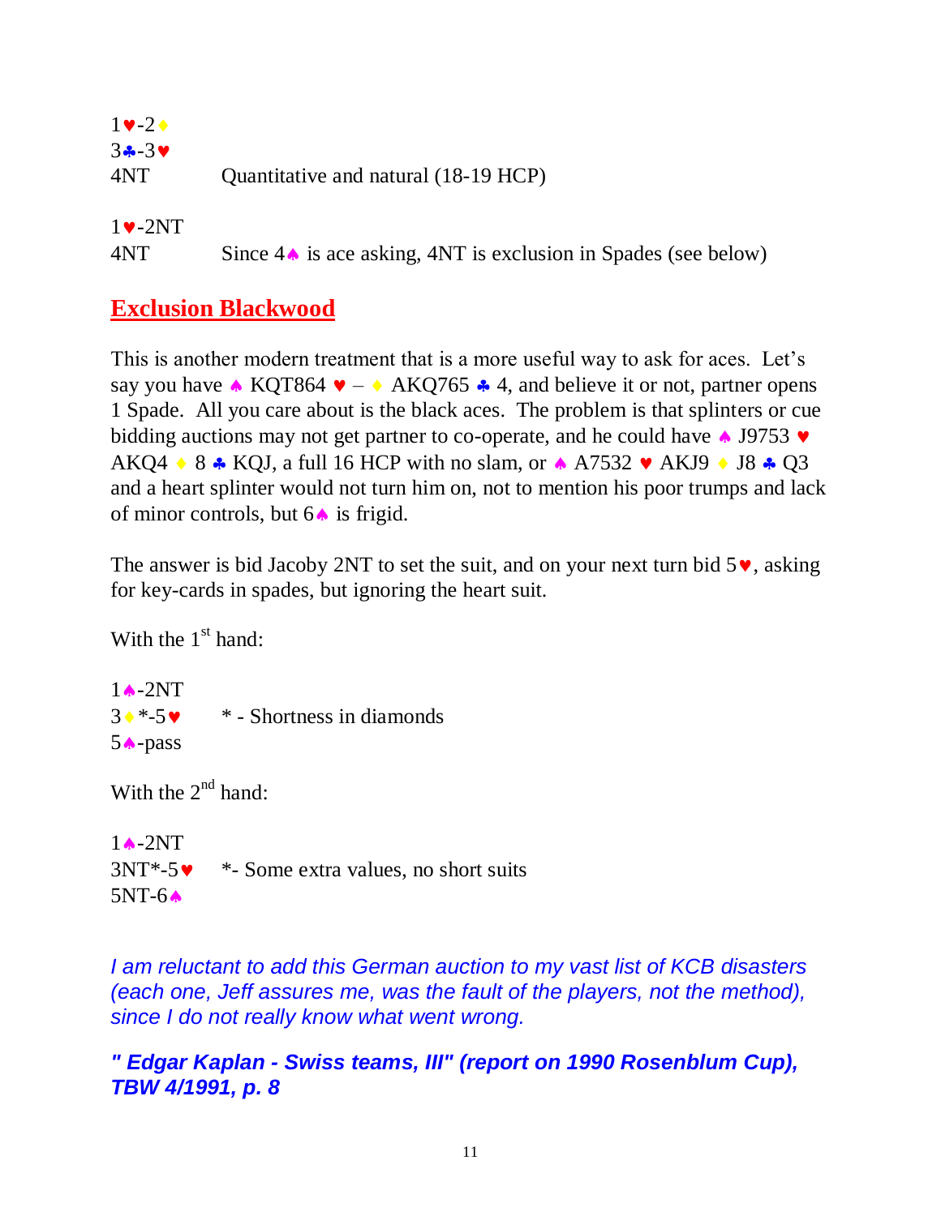1♥-2♦
3♣-3♥
4NT Quantitative and natural (18-19 HCP)

1♥-2NT
4NT Since 4♠ is ace asking, 4NT is exclusion in Spades (see below)

## Exclusion Blackwood

This is another modern treatment that is a more useful way to ask for aces. Let's say you have ♠ KQT864 ♥ – ♦ AKQ765 ♣ 4, and believe it or not, partner opens 1 Spade. All you care about is the black aces. The problem is that splinters or cue bidding auctions may not get partner to co-operate, and he could have ♠ J9753 ♥ AKQ4 ♦ 8 ♣ KQJ, a full 16 HCP with no slam, or ♠ A7532 ♥ AKJ9 ♦ J8 ♣ Q3 and a heart splinter would not turn him on, not to mention his poor trumps and lack of minor controls, but 6♠ is frigid.

The answer is bid Jacoby 2NT to set the suit, and on your next turn bid 5♥, asking for key-cards in spades, but ignoring the heart suit.

With the 1st hand:

1♠-2NT
3♦*-5♥ * - Shortness in diamonds
5♠-pass

With the 2nd hand:

1♠-2NT
3NT*-5♥ *- Some extra values, no short suits
5NT-6♠

*I am reluctant to add this German auction to my vast list of KCB disasters (each one, Jeff assures me, was the fault of the players, not the method), since I do not really know what went wrong.*

***" Edgar Kaplan - Swiss teams, III" (report on 1990 Rosenblum Cup), TBW 4/1991, p. 8***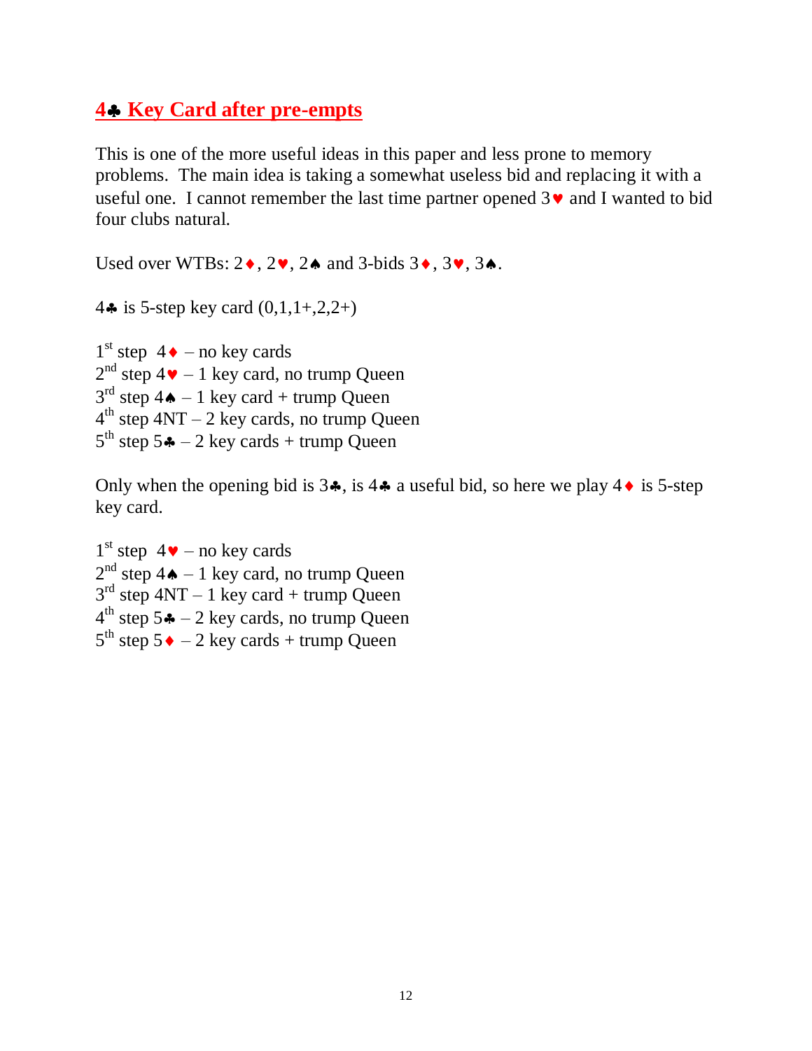## 4♣ Key Card after pre-empts

This is one of the more useful ideas in this paper and less prone to memory problems. The main idea is taking a somewhat useless bid and replacing it with a useful one. I cannot remember the last time partner opened 3♥ and I wanted to bid four clubs natural.

Used over WTBs: 2♦, 2♥, 2♠ and 3-bids 3♦, 3♥, 3♠.

4♣ is 5-step key card (0,1,1+,2,2+)

1st step 4♦ – no key cards
2nd step 4♥ – 1 key card, no trump Queen
3rd step 4♠ – 1 key card + trump Queen
4th step 4NT – 2 key cards, no trump Queen
5th step 5♣ – 2 key cards + trump Queen

Only when the opening bid is 3♣, is 4♣ a useful bid, so here we play 4♦ is 5-step key card.

1st step 4♥ – no key cards
2nd step 4♠ – 1 key card, no trump Queen
3rd step 4NT – 1 key card + trump Queen
4th step 5♣ – 2 key cards, no trump Queen
5th step 5♦ – 2 key cards + trump Queen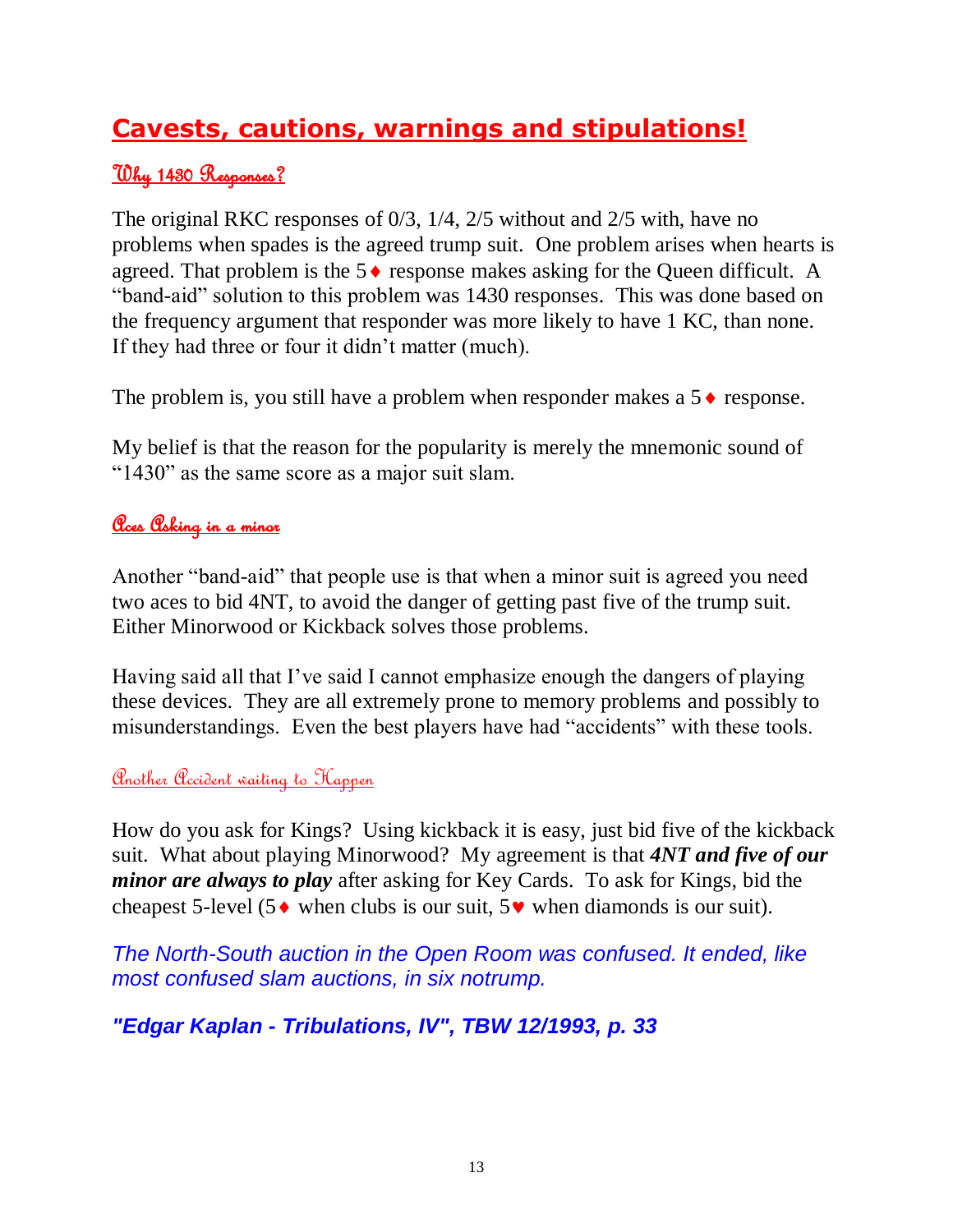# Cavests, cautions, warnings and stipulations!

## Why 1430 Responses?

The original RKC responses of 0/3, 1/4, 2/5 without and 2/5 with, have no problems when spades is the agreed trump suit. One problem arises when hearts is agreed. That problem is the 5♦ response makes asking for the Queen difficult. A "band-aid" solution to this problem was 1430 responses. This was done based on the frequency argument that responder was more likely to have 1 KC, than none. If they had three or four it didn't matter (much).

The problem is, you still have a problem when responder makes a 5♦ response.

My belief is that the reason for the popularity is merely the mnemonic sound of "1430" as the same score as a major suit slam.

## Aces Asking in a minor

Another "band-aid" that people use is that when a minor suit is agreed you need two aces to bid 4NT, to avoid the danger of getting past five of the trump suit. Either Minorwood or Kickback solves those problems.

Having said all that I've said I cannot emphasize enough the dangers of playing these devices. They are all extremely prone to memory problems and possibly to misunderstandings. Even the best players have had "accidents" with these tools.

## Another Accident waiting to Happen

How do you ask for Kings? Using kickback it is easy, just bid five of the kickback suit. What about playing Minorwood? My agreement is that ***4NT and five of our minor are always to play*** after asking for Key Cards. To ask for Kings, bid the cheapest 5-level (5♦ when clubs is our suit, 5♥ when diamonds is our suit).

*The North-South auction in the Open Room was confused. It ended, like most confused slam auctions, in six notrump.*

***"Edgar Kaplan - Tribulations, IV", TBW 12/1993, p. 33***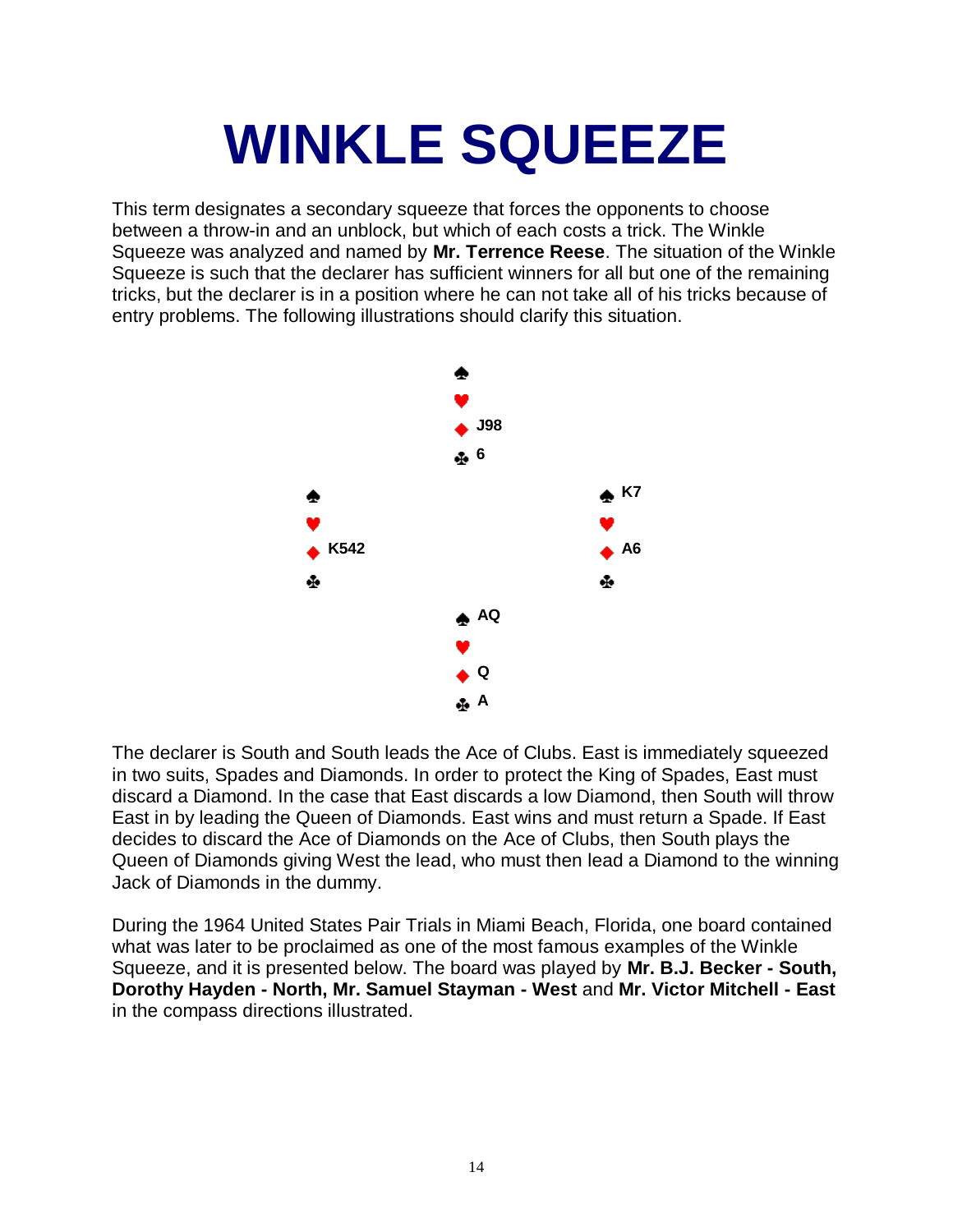# WINKLE SQUEEZE

This term designates a secondary squeeze that forces the opponents to choose between a throw-in and an unblock, but which of each costs a trick. The Winkle Squeeze was analyzed and named by **Mr. Terrence Reese**. The situation of the Winkle Squeeze is such that the declarer has sufficient winners for all but one of the remaining tricks, but the declarer is in a position where he can not take all of his tricks because of entry problems. The following illustrations should clarify this situation.

| | North | |
|---|---|---|
| | ♠ | |
| | ♥ | |
| | ♦ J98 | |
| | ♣ 6 | |
| **West** | | **East** |
| ♠ | | ♠ K7 |
| ♥ | | ♥ |
| ♦ K542 | | ♦ A6 |
| ♣ | | ♣ |
| | **South** | |
| | ♠ AQ | |
| | ♥ | |
| | ♦ Q | |
| | ♣ A | |

The declarer is South and South leads the Ace of Clubs. East is immediately squeezed in two suits, Spades and Diamonds. In order to protect the King of Spades, East must discard a Diamond. In the case that East discards a low Diamond, then South will throw East in by leading the Queen of Diamonds. East wins and must return a Spade. If East decides to discard the Ace of Diamonds on the Ace of Clubs, then South plays the Queen of Diamonds giving West the lead, who must then lead a Diamond to the winning Jack of Diamonds in the dummy.

During the 1964 United States Pair Trials in Miami Beach, Florida, one board contained what was later to be proclaimed as one of the most famous examples of the Winkle Squeeze, and it is presented below. The board was played by **Mr. B.J. Becker - South, Dorothy Hayden - North, Mr. Samuel Stayman - West** and **Mr. Victor Mitchell - East** in the compass directions illustrated.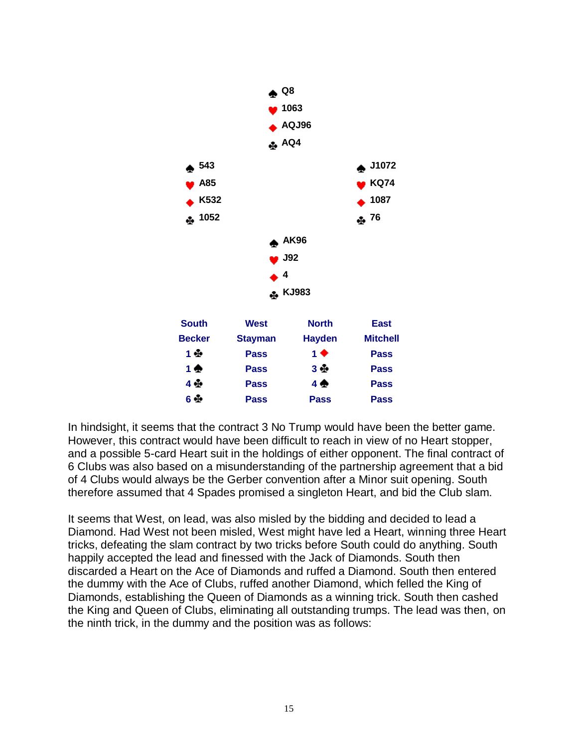|  | ♠ Q8 |  |
|---|---|---|
|  | ♥ 1063 |  |
|  | ♦ AQJ96 |  |
|  | ♣ AQ4 |  |
| ♠ 543 |  | ♠ J1072 |
| ♥ A85 |  | ♥ KQ74 |
| ♦ K532 |  | ♦ 1087 |
| ♣ 1052 |  | ♣ 76 |
|  | ♠ AK96 |  |
|  | ♥ J92 |  |
|  | ♦ 4 |  |
|  | ♣ KJ983 |  |

| South | West | North | East |
|---|---|---|---|
| Becker | Stayman | Hayden | Mitchell |
| 1♣ | Pass | 1♦ | Pass |
| 1♠ | Pass | 3♣ | Pass |
| 4♣ | Pass | 4♠ | Pass |
| 6♣ | Pass | Pass | Pass |

In hindsight, it seems that the contract 3 No Trump would have been the better game. However, this contract would have been difficult to reach in view of no Heart stopper, and a possible 5-card Heart suit in the holdings of either opponent. The final contract of 6 Clubs was also based on a misunderstanding of the partnership agreement that a bid of 4 Clubs would always be the Gerber convention after a Minor suit opening. South therefore assumed that 4 Spades promised a singleton Heart, and bid the Club slam.

It seems that West, on lead, was also misled by the bidding and decided to lead a Diamond. Had West not been misled, West might have led a Heart, winning three Heart tricks, defeating the slam contract by two tricks before South could do anything. South happily accepted the lead and finessed with the Jack of Diamonds. South then discarded a Heart on the Ace of Diamonds and ruffed a Diamond. South then entered the dummy with the Ace of Clubs, ruffed another Diamond, which felled the King of Diamonds, establishing the Queen of Diamonds as a winning trick. South then cashed the King and Queen of Clubs, eliminating all outstanding trumps. The lead was then, on the ninth trick, in the dummy and the position was as follows: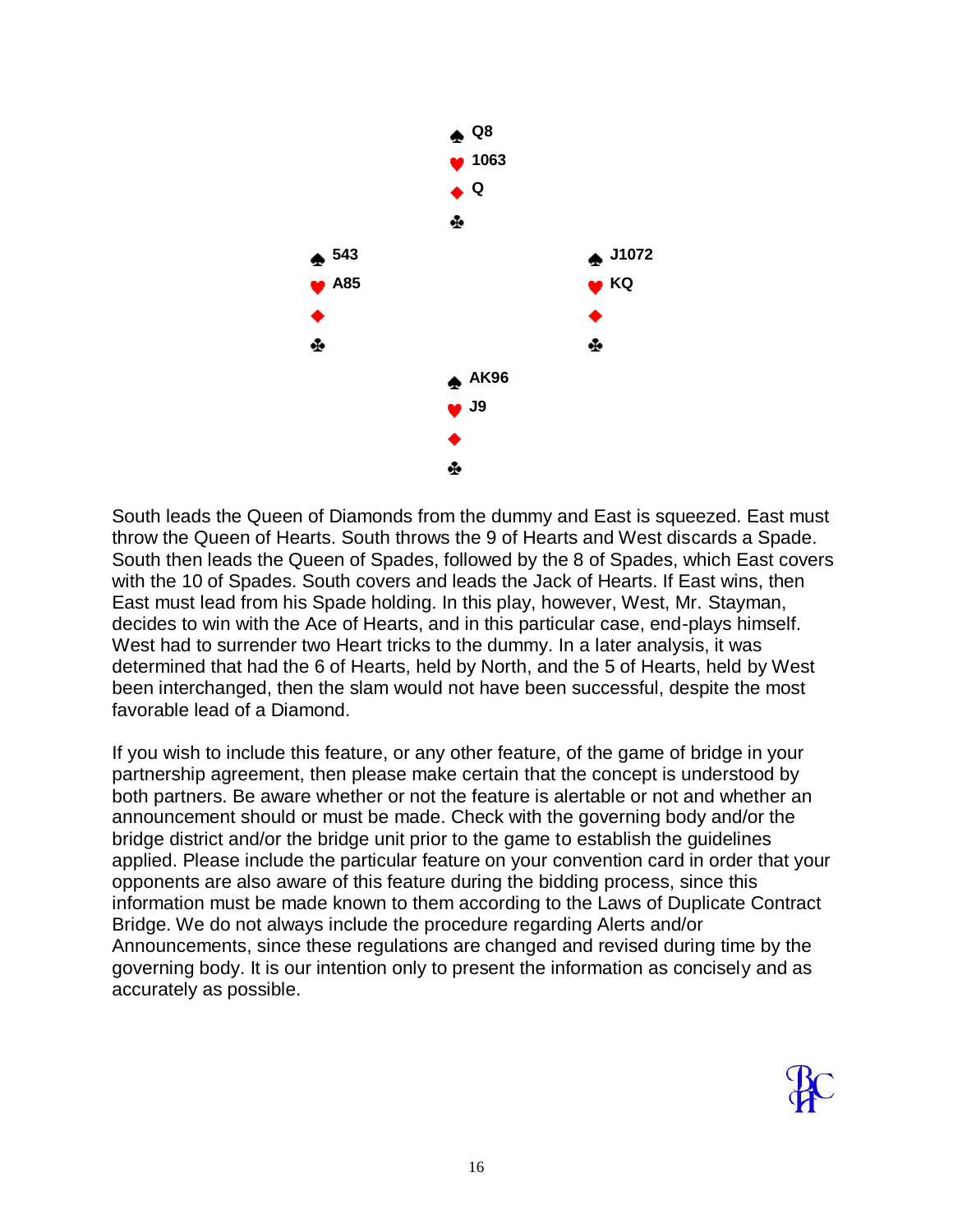♠ Q8
♥ 1063
♦ Q
♣

| ♠ 543 | | ♠ J1072 |
| ♥ A85 | | ♥ KQ |
| ♦ | | ♦ |
| ♣ | | ♣ |

♠ AK96
♥ J9
♦
♣

South leads the Queen of Diamonds from the dummy and East is squeezed. East must throw the Queen of Hearts. South throws the 9 of Hearts and West discards a Spade. South then leads the Queen of Spades, followed by the 8 of Spades, which East covers with the 10 of Spades. South covers and leads the Jack of Hearts. If East wins, then East must lead from his Spade holding. In this play, however, West, Mr. Stayman, decides to win with the Ace of Hearts, and in this particular case, end-plays himself. West had to surrender two Heart tricks to the dummy. In a later analysis, it was determined that had the 6 of Hearts, held by North, and the 5 of Hearts, held by West been interchanged, then the slam would not have been successful, despite the most favorable lead of a Diamond.

If you wish to include this feature, or any other feature, of the game of bridge in your partnership agreement, then please make certain that the concept is understood by both partners. Be aware whether or not the feature is alertable or not and whether an announcement should or must be made. Check with the governing body and/or the bridge district and/or the bridge unit prior to the game to establish the guidelines applied. Please include the particular feature on your convention card in order that your opponents are also aware of this feature during the bidding process, since this information must be made known to them according to the Laws of Duplicate Contract Bridge. We do not always include the procedure regarding Alerts and/or Announcements, since these regulations are changed and revised during time by the governing body. It is our intention only to present the information as concisely and as accurately as possible.